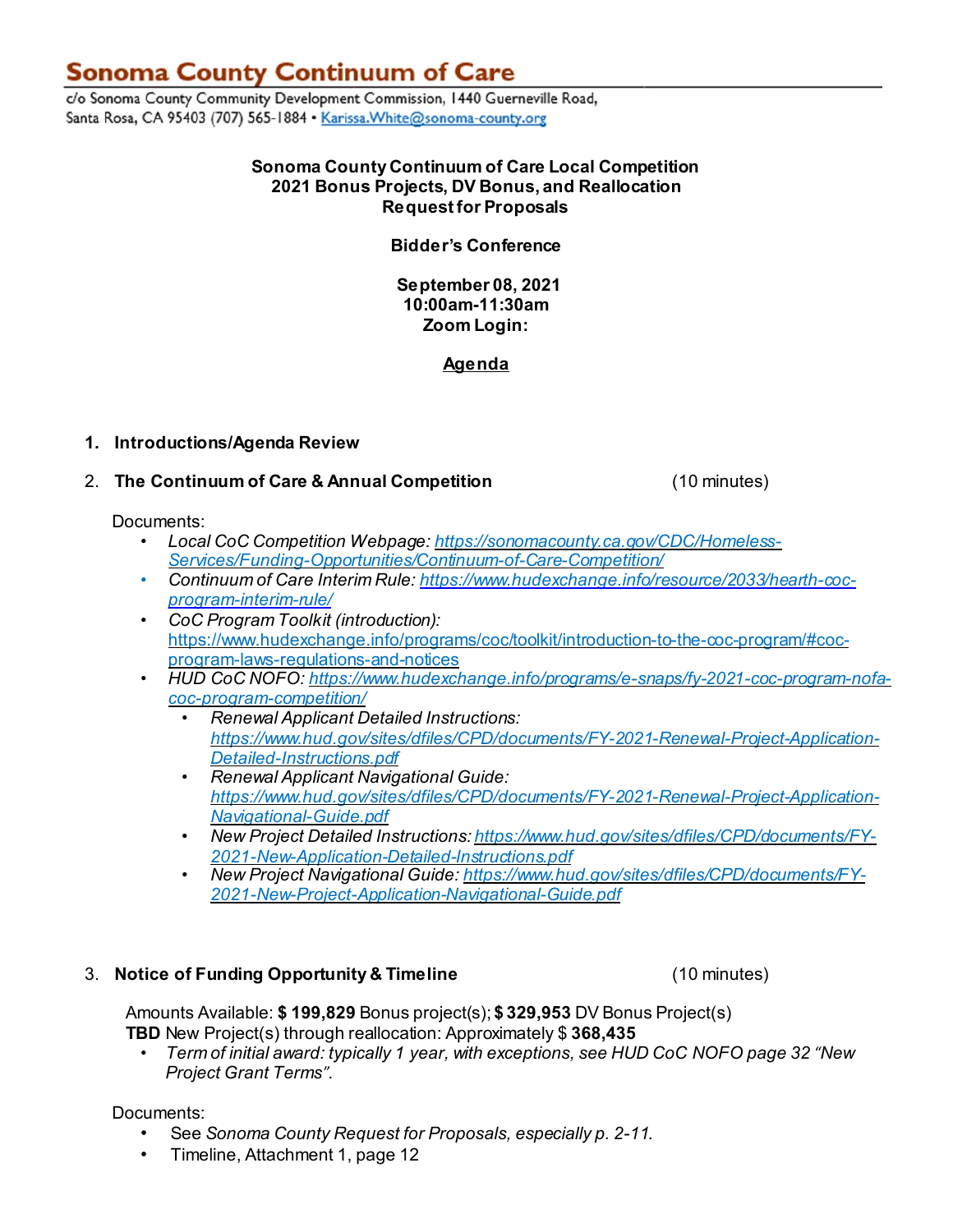# Sonoma County Continuum of Care

c/o Sonoma County Community Development Commission, 1440 Guerneville Road, Santa Rosa, CA 95403 (707) 565-1884 • [Karissa.White@sonoma-county.org](mailto:Karissa.White@sonoma-county.org)

**Sonoma County Continuum of Care Local Competition**
**2021 Bonus Projects, DV Bonus, and Reallocation**
**Request for Proposals**

**Bidder's Conference**

**September 08, 2021**
**10:00am-11:30am**
**Zoom Login:**

**Agenda**

1. **Introductions/Agenda Review**

2. **The Continuum of Care & Annual Competition** (10 minutes)

   Documents:
   - *Local CoC Competition Webpage: [https://sonomacounty.ca.gov/CDC/Homeless-Services/Funding-Opportunities/Continuum-of-Care-Competition/](https://sonomacounty.ca.gov/CDC/Homeless-Services/Funding-Opportunities/Continuum-of-Care-Competition/)*
   - *Continuum of Care Interim Rule: [https://www.hudexchange.info/resource/2033/hearth-coc-program-interim-rule/](https://www.hudexchange.info/resource/2033/hearth-coc-program-interim-rule/)*
   - *CoC Program Toolkit (introduction):* [https://www.hudexchange.info/programs/coc/toolkit/introduction-to-the-coc-program/#coc-program-laws-regulations-and-notices](https://www.hudexchange.info/programs/coc/toolkit/introduction-to-the-coc-program/#coc-program-laws-regulations-and-notices)
   - *HUD CoC NOFO: [https://www.hudexchange.info/programs/e-snaps/fy-2021-coc-program-nofa-coc-program-competition/](https://www.hudexchange.info/programs/e-snaps/fy-2021-coc-program-nofa-coc-program-competition/)*
     - *Renewal Applicant Detailed Instructions: [https://www.hud.gov/sites/dfiles/CPD/documents/FY-2021-Renewal-Project-Application-Detailed-Instructions.pdf](https://www.hud.gov/sites/dfiles/CPD/documents/FY-2021-Renewal-Project-Application-Detailed-Instructions.pdf)*
     - *Renewal Applicant Navigational Guide: [https://www.hud.gov/sites/dfiles/CPD/documents/FY-2021-Renewal-Project-Application-Navigational-Guide.pdf](https://www.hud.gov/sites/dfiles/CPD/documents/FY-2021-Renewal-Project-Application-Navigational-Guide.pdf)*
     - *New Project Detailed Instructions: [https://www.hud.gov/sites/dfiles/CPD/documents/FY-2021-New-Application-Detailed-Instructions.pdf](https://www.hud.gov/sites/dfiles/CPD/documents/FY-2021-New-Application-Detailed-Instructions.pdf)*
     - *New Project Navigational Guide: [https://www.hud.gov/sites/dfiles/CPD/documents/FY-2021-New-Project-Application-Navigational-Guide.pdf](https://www.hud.gov/sites/dfiles/CPD/documents/FY-2021-New-Project-Application-Navigational-Guide.pdf)*

3. **Notice of Funding Opportunity & Timeline** (10 minutes)

   Amounts Available: **$ 199,829** Bonus project(s); **$ 329,953** DV Bonus Project(s)
   **TBD** New Project(s) through reallocation: Approximately $ **368,435**
   - *Term of initial award: typically 1 year, with exceptions, see HUD CoC NOFO page 32 "New Project Grant Terms".*

   Documents:
   - See *Sonoma County Request for Proposals, especially p. 2-11.*
   - Timeline, Attachment 1, page 12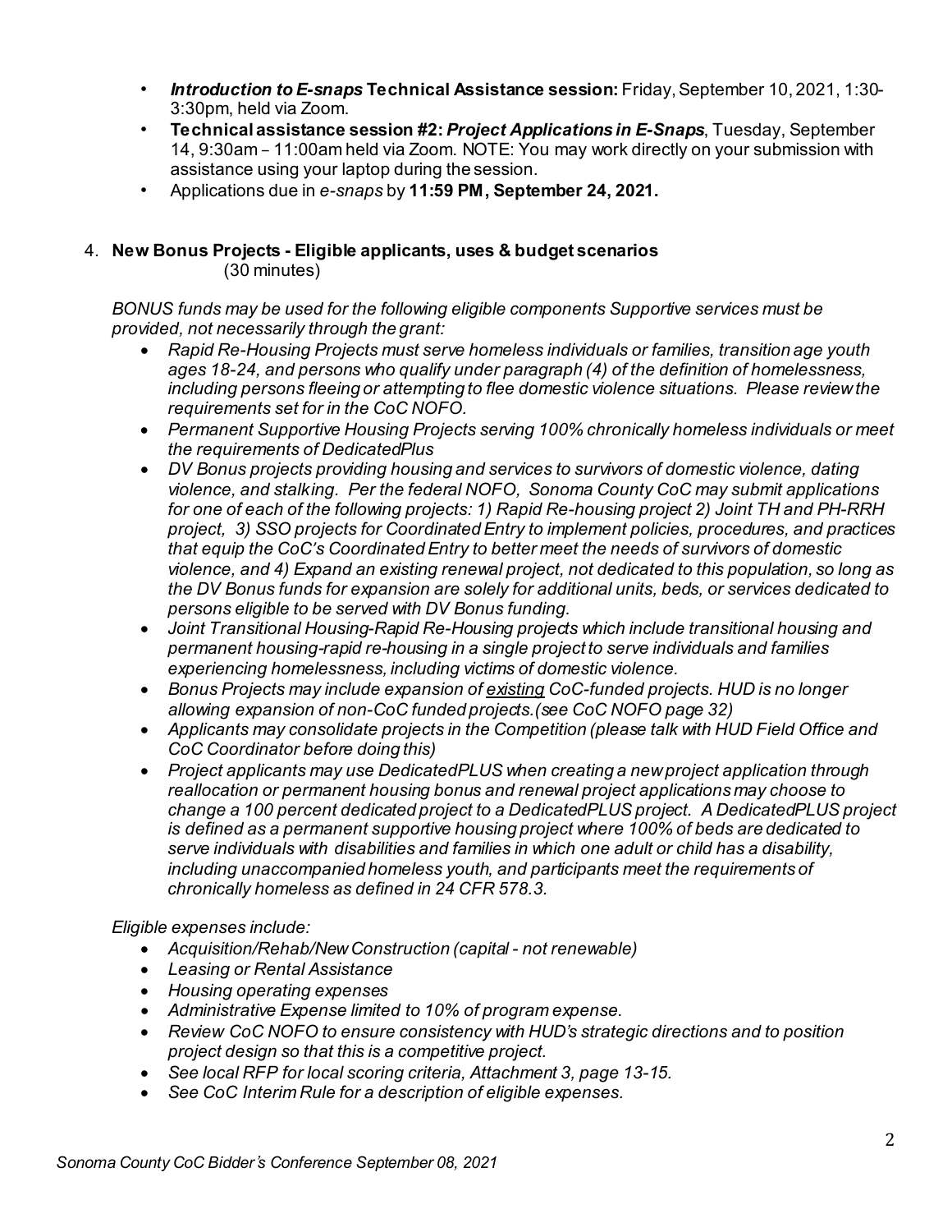- ***Introduction to E-snaps* Technical Assistance session:** Friday, September 10, 2021, 1:30-3:30pm, held via Zoom.
- **Technical assistance session #2: *Project Applications in E-Snaps***, Tuesday, September 14, 9:30am – 11:00am held via Zoom. NOTE: You may work directly on your submission with assistance using your laptop during the session.
- Applications due in *e-snaps* by **11:59 PM, September 24, 2021.**

4. **New Bonus Projects - Eligible applicants, uses & budget scenarios** (30 minutes)

*BONUS funds may be used for the following eligible components Supportive services must be provided, not necessarily through the grant:*

- *Rapid Re-Housing Projects must serve homeless individuals or families, transition age youth ages 18-24, and persons who qualify under paragraph (4) of the definition of homelessness, including persons fleeing or attempting to flee domestic violence situations. Please review the requirements set for in the CoC NOFO.*
- *Permanent Supportive Housing Projects serving 100% chronically homeless individuals or meet the requirements of DedicatedPlus*
- *DV Bonus projects providing housing and services to survivors of domestic violence, dating violence, and stalking. Per the federal NOFO, Sonoma County CoC may submit applications for one of each of the following projects: 1) Rapid Re-housing project 2) Joint TH and PH-RRH project, 3) SSO projects for Coordinated Entry to implement policies, procedures, and practices that equip the CoC's Coordinated Entry to better meet the needs of survivors of domestic violence, and 4) Expand an existing renewal project, not dedicated to this population, so long as the DV Bonus funds for expansion are solely for additional units, beds, or services dedicated to persons eligible to be served with DV Bonus funding.*
- *Joint Transitional Housing-Rapid Re-Housing projects which include transitional housing and permanent housing-rapid re-housing in a single project to serve individuals and families experiencing homelessness, including victims of domestic violence.*
- *Bonus Projects may include expansion of <u>existing</u> CoC-funded projects. HUD is no longer allowing expansion of non-CoC funded projects.(see CoC NOFO page 32)*
- *Applicants may consolidate projects in the Competition (please talk with HUD Field Office and CoC Coordinator before doing this)*
- *Project applicants may use DedicatedPLUS when creating a new project application through reallocation or permanent housing bonus and renewal project applications may choose to change a 100 percent dedicated project to a DedicatedPLUS project. A DedicatedPLUS project is defined as a permanent supportive housing project where 100% of beds are dedicated to serve individuals with disabilities and families in which one adult or child has a disability, including unaccompanied homeless youth, and participants meet the requirements of chronically homeless as defined in 24 CFR 578.3.*

*Eligible expenses include:*

- *Acquisition/Rehab/New Construction (capital - not renewable)*
- *Leasing or Rental Assistance*
- *Housing operating expenses*
- *Administrative Expense limited to 10% of program expense.*
- *Review CoC NOFO to ensure consistency with HUD's strategic directions and to position project design so that this is a competitive project.*
- *See local RFP for local scoring criteria, Attachment 3, page 13-15.*
- *See CoC Interim Rule for a description of eligible expenses.*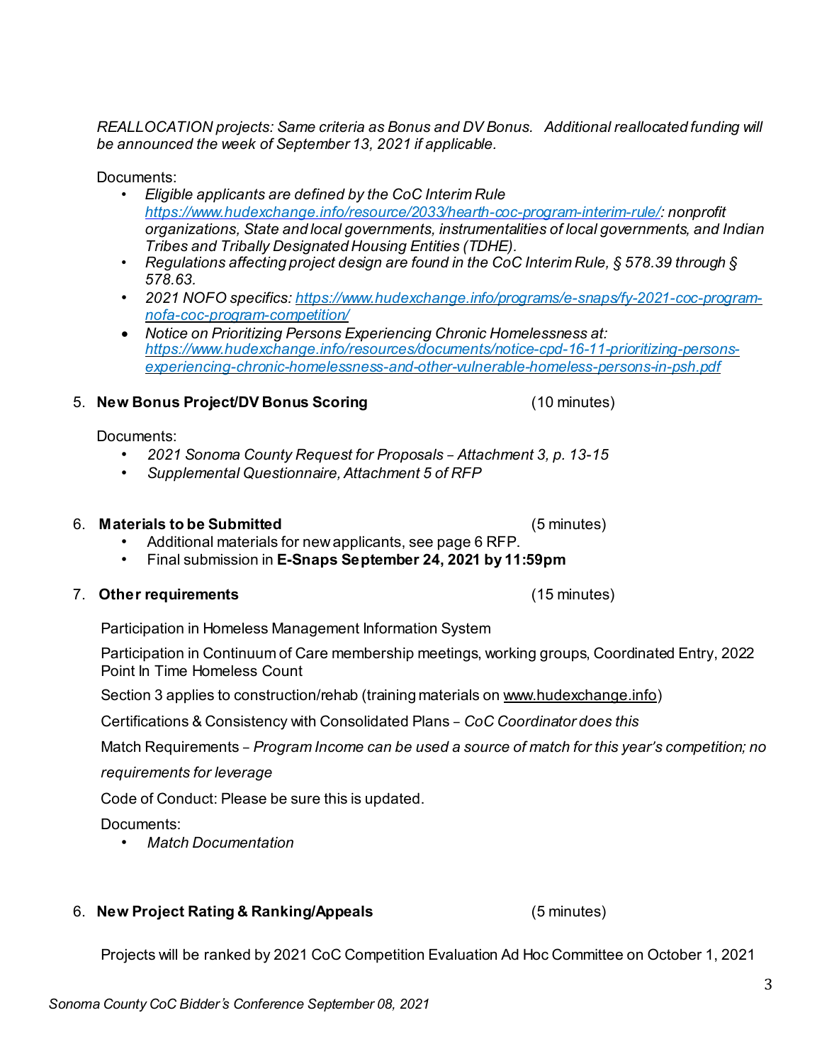*REALLOCATION projects: Same criteria as Bonus and DV Bonus. Additional reallocated funding will be announced the week of September 13, 2021 if applicable.*

Documents:

- *Eligible applicants are defined by the CoC Interim Rule [https://www.hudexchange.info/resource/2033/hearth-coc-program-interim-rule/](https://www.hudexchange.info/resource/2033/hearth-coc-program-interim-rule/): nonprofit organizations, State and local governments, instrumentalities of local governments, and Indian Tribes and Tribally Designated Housing Entities (TDHE).*
- *Regulations affecting project design are found in the CoC Interim Rule, § 578.39 through § 578.63.*
- *2021 NOFO specifics: [https://www.hudexchange.info/programs/e-snaps/fy-2021-coc-program-nofa-coc-program-competition/](https://www.hudexchange.info/programs/e-snaps/fy-2021-coc-program-nofa-coc-program-competition/)*
- *Notice on Prioritizing Persons Experiencing Chronic Homelessness at: [https://www.hudexchange.info/resources/documents/notice-cpd-16-11-prioritizing-persons-experiencing-chronic-homelessness-and-other-vulnerable-homeless-persons-in-psh.pdf](https://www.hudexchange.info/resources/documents/notice-cpd-16-11-prioritizing-persons-experiencing-chronic-homelessness-and-other-vulnerable-homeless-persons-in-psh.pdf)*

5. **New Bonus Project/DV Bonus Scoring** (10 minutes)

Documents:

- *2021 Sonoma County Request for Proposals – Attachment 3, p. 13-15*
- *Supplemental Questionnaire, Attachment 5 of RFP*

6. **Materials to be Submitted** (5 minutes)
   - Additional materials for new applicants, see page 6 RFP.
   - Final submission in **E-Snaps September 24, 2021 by 11:59pm**

7. **Other requirements** (15 minutes)

Participation in Homeless Management Information System

Participation in Continuum of Care membership meetings, working groups, Coordinated Entry, 2022 Point In Time Homeless Count

Section 3 applies to construction/rehab (training materials on www.hudexchange.info)

Certifications & Consistency with Consolidated Plans – *CoC Coordinator does this*

Match Requirements – *Program Income can be used a source of match for this year's competition; no requirements for leverage*

Code of Conduct: Please be sure this is updated.

Documents:

- *Match Documentation*

6. **New Project Rating & Ranking/Appeals** (5 minutes)

Projects will be ranked by 2021 CoC Competition Evaluation Ad Hoc Committee on October 1, 2021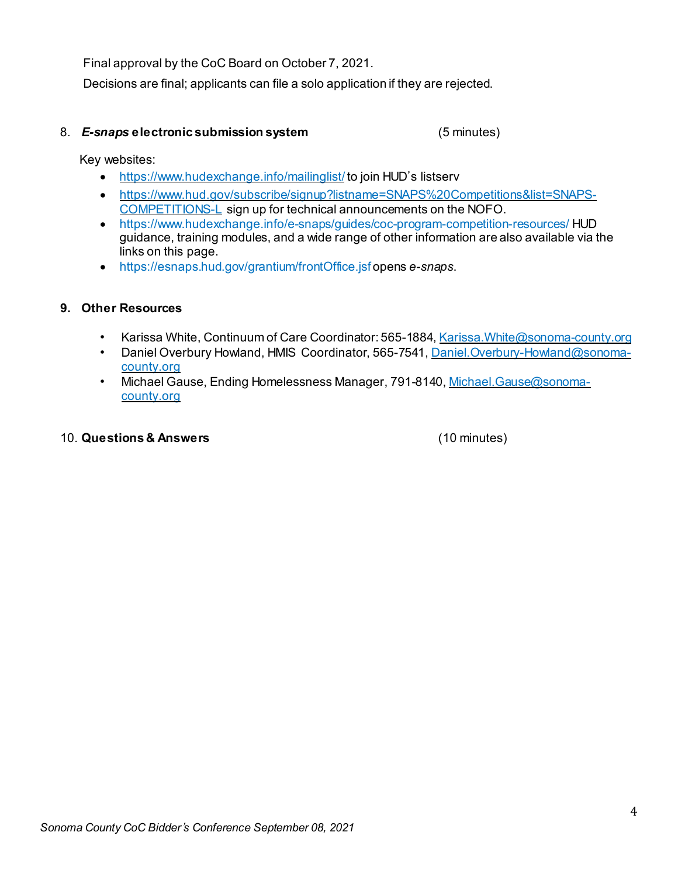Final approval by the CoC Board on October 7, 2021.

Decisions are final; applicants can file a solo application if they are rejected.

8. ***E-snaps* electronic submission system** (5 minutes)

Key websites:

- https://www.hudexchange.info/mailinglist/ to join HUD's listserv
- https://www.hud.gov/subscribe/signup?listname=SNAPS%20Competitions&list=SNAPS-COMPETITIONS-L sign up for technical announcements on the NOFO.
- https://www.hudexchange.info/e-snaps/guides/coc-program-competition-resources/ HUD guidance, training modules, and a wide range of other information are also available via the links on this page.
- https://esnaps.hud.gov/grantium/frontOffice.jsf opens *e-snaps*.

**9. Other Resources**

- Karissa White, Continuum of Care Coordinator: 565-1884, Karissa.White@sonoma-county.org
- Daniel Overbury Howland, HMIS Coordinator, 565-7541, Daniel.Overbury-Howland@sonoma-county.org
- Michael Gause, Ending Homelessness Manager, 791-8140, Michael.Gause@sonoma-county.org

10. **Questions & Answers** (10 minutes)